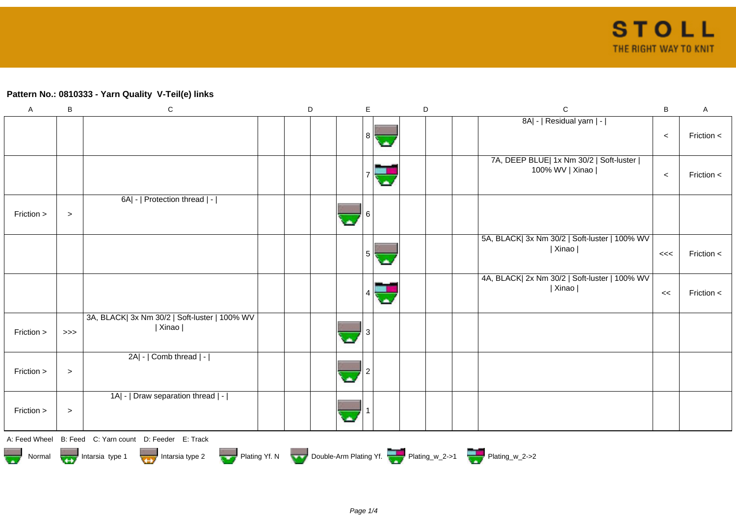**Pattern No.: 0810333 - Yarn Quality  V-Teil(e) links**

| A | B | C | D | D | D | | E | | D | D | D | C | B | A |
|---|---|---|---|---|---|---|---|---|---|---|---|---|---|---|
| | | | | | | | 8 | | | | | 8A\| - \| Residual yarn \| - \| | < | Friction < |
| | | | | | | | 7 | | | | | 7A, DEEP BLUE\| 1x Nm 30/2 \| Soft-luster \| 100% WV \| Xinao \| | < | Friction < |
| Friction > | > | 6A\| - \| Protection thread \| - \| | | | | | 6 | | | | | | | |
| | | | | | | | 5 | | | | | 5A, BLACK\| 3x Nm 30/2 \| Soft-luster \| 100% WV \| Xinao \| | <<< | Friction < |
| | | | | | | | 4 | | | | | 4A, BLACK\| 2x Nm 30/2 \| Soft-luster \| 100% WV \| Xinao \| | << | Friction < |
| Friction > | >>> | 3A, BLACK\| 3x Nm 30/2 \| Soft-luster \| 100% WV \| Xinao \| | | | | | 3 | | | | | | | |
| Friction > | > | 2A\| - \| Comb thread \| - \| | | | | | 2 | | | | | | | |
| Friction > | > | 1A\| - \| Draw separation thread \| - \| | | | | | 1 | | | | | | | |

A: Feed Wheel  B: Feed  C: Yarn count  D: Feeder  E: Track

Normal  Intarsia type 1  Intarsia type 2  Plating Yf. N  Double-Arm Plating Yf.  Plating_w_2->1  Plating_w_2->2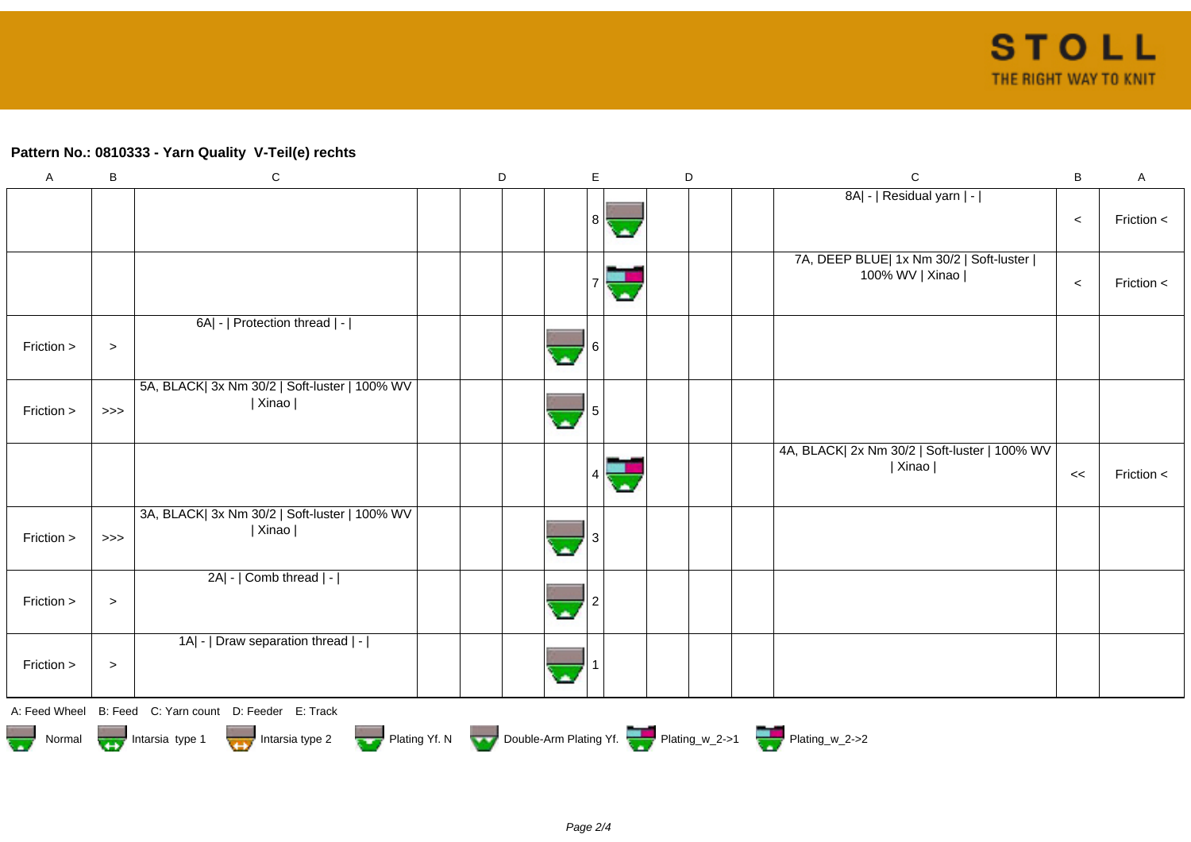## Pattern No.: 0810333 - Yarn Quality  V-Teil(e) rechts

| A | B | C | D | D | E | E | D | D | C | B | A |
|---|---|---|---|---|---|---|---|---|---|---|---|
| | | | | | | 8 | | | 8A\| - \| Residual yarn \| - \| | < | Friction < |
| | | | | | | 7 | | | 7A, DEEP BLUE\| 1x Nm 30/2 \| Soft-luster \| 100% WV \| Xinao \| | < | Friction < |
| Friction > | > | 6A\| - \| Protection thread \| - \| | | | 6 | | | | | | |
| Friction > | >>> | 5A, BLACK\| 3x Nm 30/2 \| Soft-luster \| 100% WV \| Xinao \| | | | 5 | | | | | | |
| | | | | | | 4 | | | 4A, BLACK\| 2x Nm 30/2 \| Soft-luster \| 100% WV \| Xinao \| | << | Friction < |
| Friction > | >>> | 3A, BLACK\| 3x Nm 30/2 \| Soft-luster \| 100% WV \| Xinao \| | | | 3 | | | | | | |
| Friction > | > | 2A\| - \| Comb thread \| - \| | | | 2 | | | | | | |
| Friction > | > | 1A\| - \| Draw separation thread \| - \| | | | 1 | | | | | | |

A: Feed Wheel  B: Feed  C: Yarn count  D: Feeder  E: Track

Normal  Intarsia type 1  Intarsia type 2  Plating Yf. N  Double-Arm Plating Yf.  Plating_w_2->1  Plating_w_2->2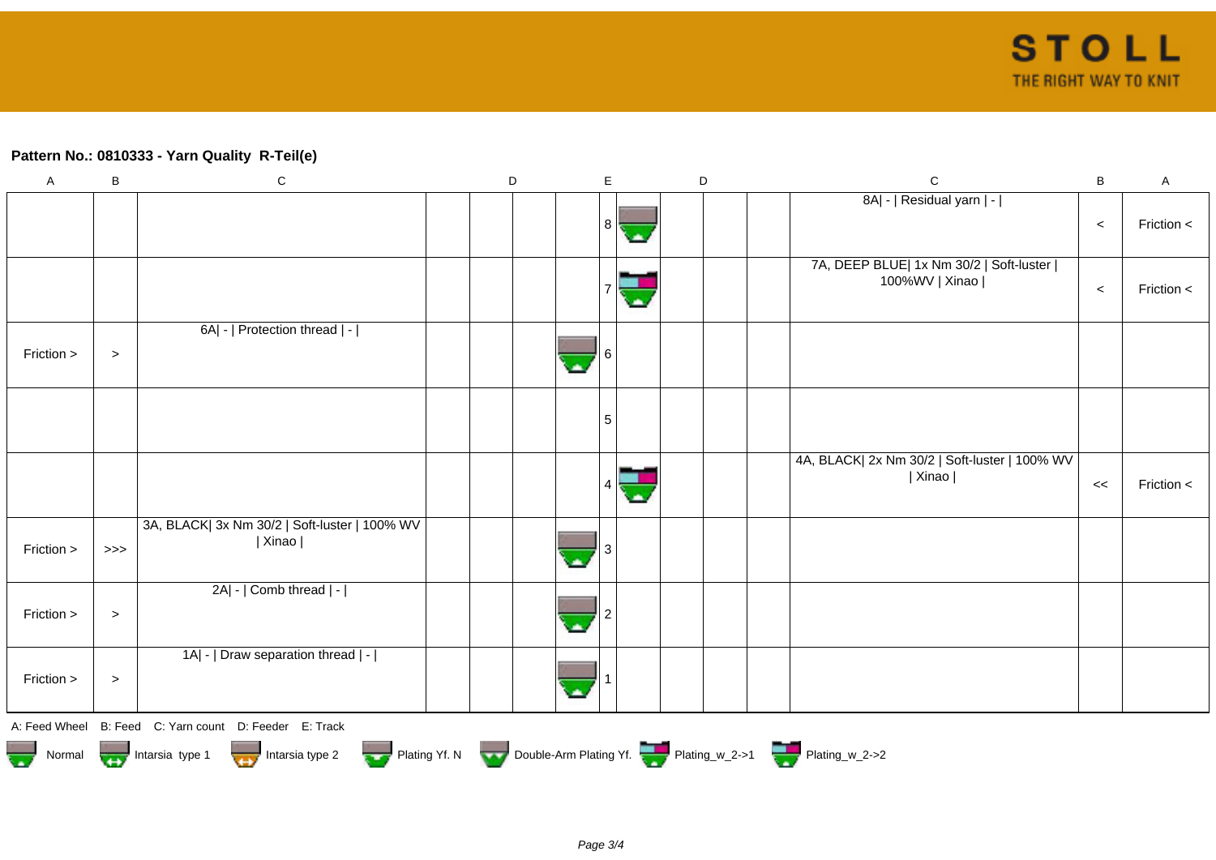**Pattern No.: 0810333 - Yarn Quality  R-Teil(e)**

| A | B | C | D | D | D | E | E | E | D | D | D | C | B | A |
|---|---|---|---|---|---|---|---|---|---|---|---|---|---|---|
| | | | | | | | 8 | | | | | 8A\| - \| Residual yarn \| - \| | < | Friction < |
| | | | | | | | 7 | | | | | 7A, DEEP BLUE\| 1x Nm 30/2 \| Soft-luster \| 100%WV \| Xinao \| | < | Friction < |
| Friction > | > | 6A\| - \| Protection thread \| - \| | | | | | 6 | | | | | | | |
| | | | | | | | 5 | | | | | | | |
| | | | | | | | 4 | | | | | 4A, BLACK\| 2x Nm 30/2 \| Soft-luster \| 100% WV \| Xinao \| | << | Friction < |
| Friction > | >>> | 3A, BLACK\| 3x Nm 30/2 \| Soft-luster \| 100% WV \| Xinao \| | | | | | 3 | | | | | | | |
| Friction > | > | 2A\| - \| Comb thread \| - \| | | | | | 2 | | | | | | | |
| Friction > | > | 1A\| - \| Draw separation thread \| - \| | | | | | 1 | | | | | | | |

A: Feed Wheel    B: Feed    C: Yarn count    D: Feeder    E: Track

Normal    Intarsia type 1    Intarsia type 2    Plating Yf. N    Double-Arm Plating Yf.    Plating_w_2->1    Plating_w_2->2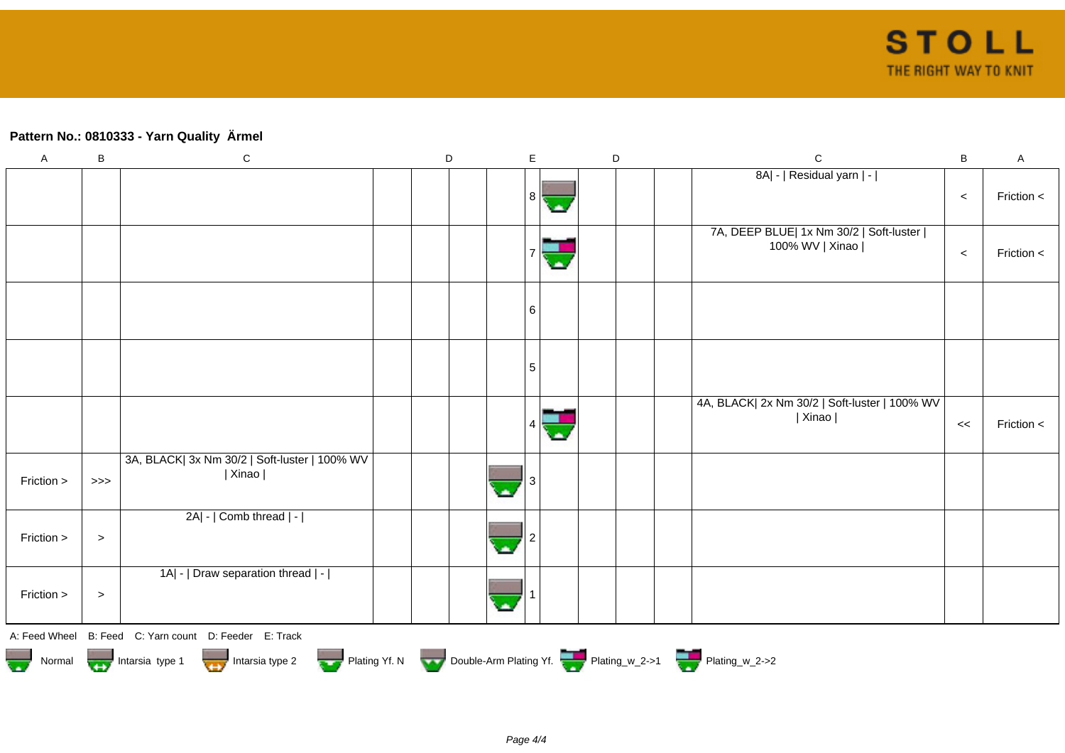**Pattern No.: 0810333 - Yarn Quality  Ärmel**

| A | B | C | D | D | D | D | E | D | D | D | C | B | A |
|---|---|---|---|---|---|---|---|---|---|---|---|---|---|
| | | | | | | | 8 | | | | 8A\| - \| Residual yarn \| - \| | < | Friction < |
| | | | | | | | 7 | | | | 7A, DEEP BLUE\| 1x Nm 30/2 \| Soft-luster \| 100% WV \| Xinao \| | < | Friction < |
| | | | | | | | 6 | | | | | | |
| | | | | | | | 5 | | | | | | |
| | | | | | | | 4 | | | | 4A, BLACK\| 2x Nm 30/2 \| Soft-luster \| 100% WV \| Xinao \| | << | Friction < |
| Friction > | >>> | 3A, BLACK\| 3x Nm 30/2 \| Soft-luster \| 100% WV \| Xinao \| | | | | | 3 | | | | | | |
| Friction > | > | 2A\| - \| Comb thread \| - \| | | | | | 2 | | | | | | |
| Friction > | > | 1A\| - \| Draw separation thread \| - \| | | | | | 1 | | | | | | |

A: Feed Wheel  B: Feed  C: Yarn count  D: Feeder  E: Track

Normal  Intarsia type 1  Intarsia type 2  Plating Yf. N  Double-Arm Plating Yf.  Plating_w_2->1  Plating_w_2->2